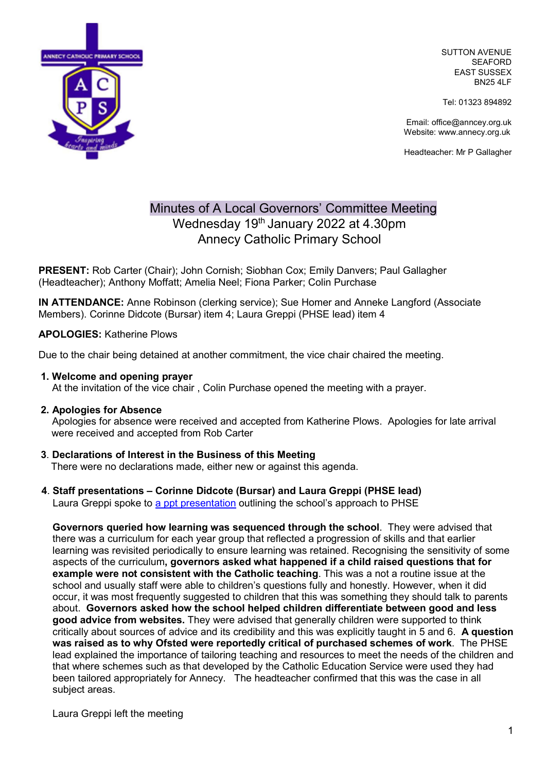SUTTON AVENUE
SEAFORD
EAST SUSSEX
BN25 4LF

Tel: 01323 894892

Email: office@anncey.org.uk
Website: www.annecy.org.uk

Headteacher: Mr P Gallagher

# Minutes of A Local Governors' Committee Meeting
## Wednesday 19th January 2022 at 4.30pm
## Annecy Catholic Primary School

**PRESENT:** Rob Carter (Chair); John Cornish; Siobhan Cox; Emily Danvers; Paul Gallagher (Headteacher); Anthony Moffatt; Amelia Neel; Fiona Parker; Colin Purchase

**IN ATTENDANCE:** Anne Robinson (clerking service); Sue Homer and Anneke Langford (Associate Members). Corinne Didcote (Bursar) item 4; Laura Greppi (PHSE lead) item 4

**APOLOGIES:** Katherine Plows

Due to the chair being detained at another commitment, the vice chair chaired the meeting.

1. **Welcome and opening prayer**
   At the invitation of the vice chair , Colin Purchase opened the meeting with a prayer.

2. **Apologies for Absence**
   Apologies for absence were received and accepted from Katherine Plows. Apologies for late arrival were received and accepted from Rob Carter

3. **Declarations of Interest in the Business of this Meeting**
   There were no declarations made, either new or against this agenda.

4. **Staff presentations – Corinne Didcote (Bursar) and Laura Greppi (PHSE lead)**
   Laura Greppi spoke to a ppt presentation outlining the school's approach to PHSE

   **Governors queried how learning was sequenced through the school**. They were advised that there was a curriculum for each year group that reflected a progression of skills and that earlier learning was revisited periodically to ensure learning was retained. Recognising the sensitivity of some aspects of the curriculum**, governors asked what happened if a child raised questions that for example were not consistent with the Catholic teaching**. This was a not a routine issue at the school and usually staff were able to children's questions fully and honestly. However, when it did occur, it was most frequently suggested to children that this was something they should talk to parents about. **Governors asked how the school helped children differentiate between good and less good advice from websites.** They were advised that generally children were supported to think critically about sources of advice and its credibility and this was explicitly taught in 5 and 6. **A question was raised as to why Ofsted were reportedly critical of purchased schemes of work**. The PHSE lead explained the importance of tailoring teaching and resources to meet the needs of the children and that where schemes such as that developed by the Catholic Education Service were used they had been tailored appropriately for Annecy. The headteacher confirmed that this was the case in all subject areas.

   Laura Greppi left the meeting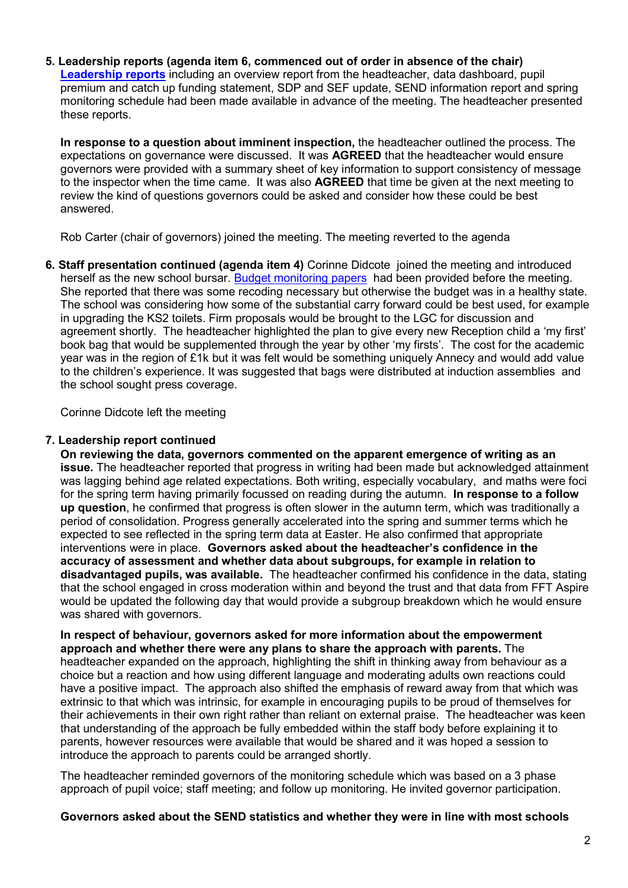**5. Leadership reports (agenda item 6, commenced out of order in absence of the chair)**

**Leadership reports** including an overview report from the headteacher, data dashboard, pupil premium and catch up funding statement, SDP and SEF update, SEND information report and spring monitoring schedule had been made available in advance of the meeting. The headteacher presented these reports.

**In response to a question about imminent inspection,** the headteacher outlined the process. The expectations on governance were discussed. It was **AGREED** that the headteacher would ensure governors were provided with a summary sheet of key information to support consistency of message to the inspector when the time came. It was also **AGREED** that time be given at the next meeting to review the kind of questions governors could be asked and consider how these could be best answered.

Rob Carter (chair of governors) joined the meeting. The meeting reverted to the agenda

**6. Staff presentation continued (agenda item 4)** Corinne Didcote joined the meeting and introduced herself as the new school bursar. Budget monitoring papers had been provided before the meeting. She reported that there was some recoding necessary but otherwise the budget was in a healthy state. The school was considering how some of the substantial carry forward could be best used, for example in upgrading the KS2 toilets. Firm proposals would be brought to the LGC for discussion and agreement shortly. The headteacher highlighted the plan to give every new Reception child a 'my first' book bag that would be supplemented through the year by other 'my firsts'. The cost for the academic year was in the region of £1k but it was felt would be something uniquely Annecy and would add value to the children's experience. It was suggested that bags were distributed at induction assemblies and the school sought press coverage.

Corinne Didcote left the meeting

**7. Leadership report continued**

**On reviewing the data, governors commented on the apparent emergence of writing as an issue.** The headteacher reported that progress in writing had been made but acknowledged attainment was lagging behind age related expectations. Both writing, especially vocabulary, and maths were foci for the spring term having primarily focussed on reading during the autumn. **In response to a follow up question**, he confirmed that progress is often slower in the autumn term, which was traditionally a period of consolidation. Progress generally accelerated into the spring and summer terms which he expected to see reflected in the spring term data at Easter. He also confirmed that appropriate interventions were in place. **Governors asked about the headteacher's confidence in the accuracy of assessment and whether data about subgroups, for example in relation to disadvantaged pupils, was available.** The headteacher confirmed his confidence in the data, stating that the school engaged in cross moderation within and beyond the trust and that data from FFT Aspire would be updated the following day that would provide a subgroup breakdown which he would ensure was shared with governors.

**In respect of behaviour, governors asked for more information about the empowerment approach and whether there were any plans to share the approach with parents.** The headteacher expanded on the approach, highlighting the shift in thinking away from behaviour as a choice but a reaction and how using different language and moderating adults own reactions could have a positive impact. The approach also shifted the emphasis of reward away from that which was extrinsic to that which was intrinsic, for example in encouraging pupils to be proud of themselves for their achievements in their own right rather than reliant on external praise. The headteacher was keen that understanding of the approach be fully embedded within the staff body before explaining it to parents, however resources were available that would be shared and it was hoped a session to introduce the approach to parents could be arranged shortly.

The headteacher reminded governors of the monitoring schedule which was based on a 3 phase approach of pupil voice; staff meeting; and follow up monitoring. He invited governor participation.

**Governors asked about the SEND statistics and whether they were in line with most schools**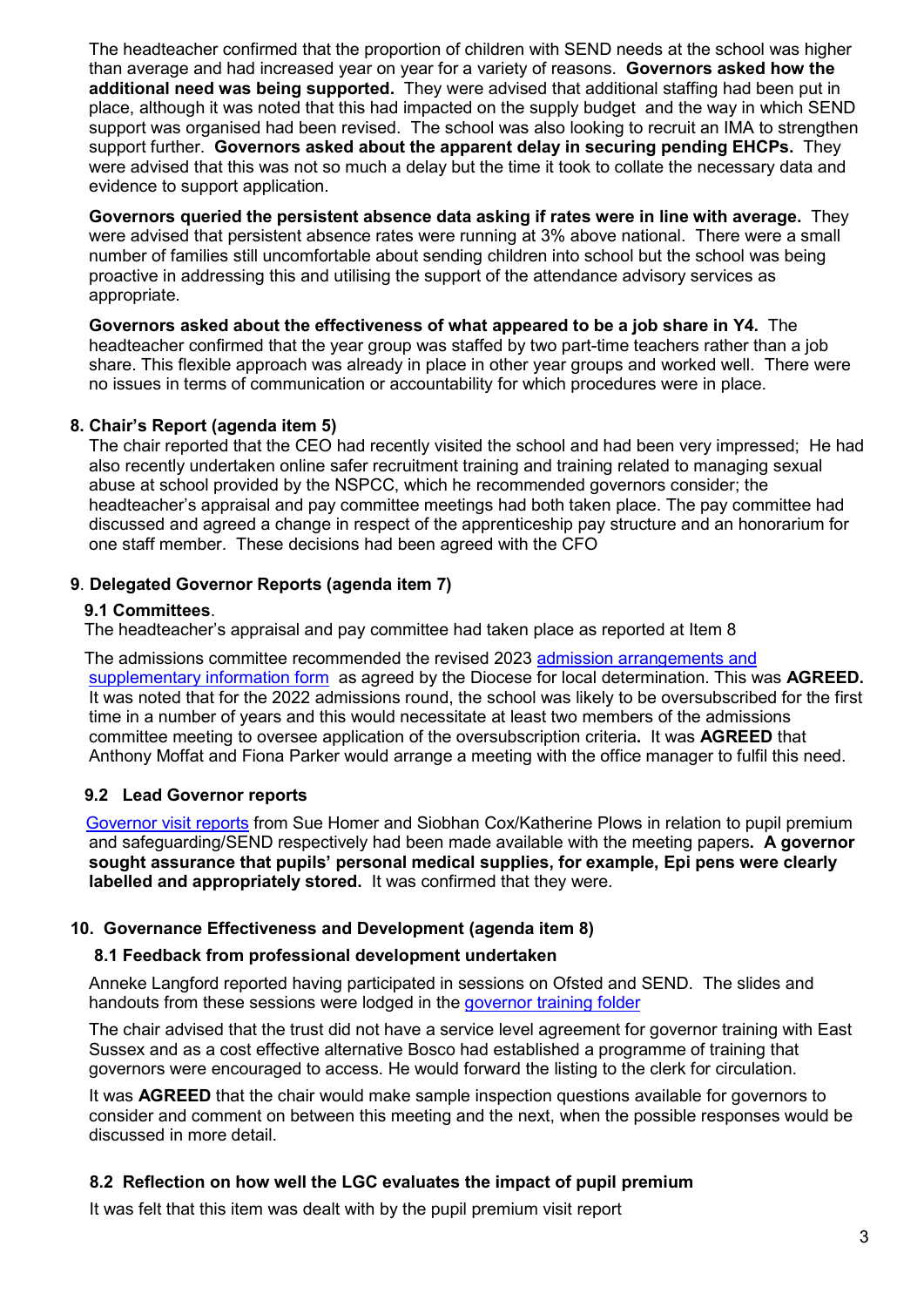The headteacher confirmed that the proportion of children with SEND needs at the school was higher than average and had increased year on year for a variety of reasons. **Governors asked how the additional need was being supported.** They were advised that additional staffing had been put in place, although it was noted that this had impacted on the supply budget and the way in which SEND support was organised had been revised. The school was also looking to recruit an IMA to strengthen support further. **Governors asked about the apparent delay in securing pending EHCPs.** They were advised that this was not so much a delay but the time it took to collate the necessary data and evidence to support application.

**Governors queried the persistent absence data asking if rates were in line with average.** They were advised that persistent absence rates were running at 3% above national. There were a small number of families still uncomfortable about sending children into school but the school was being proactive in addressing this and utilising the support of the attendance advisory services as appropriate.

**Governors asked about the effectiveness of what appeared to be a job share in Y4.** The headteacher confirmed that the year group was staffed by two part-time teachers rather than a job share. This flexible approach was already in place in other year groups and worked well. There were no issues in terms of communication or accountability for which procedures were in place.

### 8. Chair's Report (agenda item 5)

The chair reported that the CEO had recently visited the school and had been very impressed; He had also recently undertaken online safer recruitment training and training related to managing sexual abuse at school provided by the NSPCC, which he recommended governors consider; the headteacher's appraisal and pay committee meetings had both taken place. The pay committee had discussed and agreed a change in respect of the apprenticeship pay structure and an honorarium for one staff member. These decisions had been agreed with the CFO

### 9. Delegated Governor Reports (agenda item 7)

#### 9.1 Committees.

The headteacher's appraisal and pay committee had taken place as reported at Item 8

The admissions committee recommended the revised 2023 admission arrangements and supplementary information form as agreed by the Diocese for local determination. This was **AGREED.** It was noted that for the 2022 admissions round, the school was likely to be oversubscribed for the first time in a number of years and this would necessitate at least two members of the admissions committee meeting to oversee application of the oversubscription criteria**.** It was **AGREED** that Anthony Moffat and Fiona Parker would arrange a meeting with the office manager to fulfil this need.

#### 9.2 Lead Governor reports

Governor visit reports from Sue Homer and Siobhan Cox/Katherine Plows in relation to pupil premium and safeguarding/SEND respectively had been made available with the meeting papers**. A governor sought assurance that pupils' personal medical supplies, for example, Epi pens were clearly labelled and appropriately stored.** It was confirmed that they were.

### 10. Governance Effectiveness and Development (agenda item 8)

#### 8.1 Feedback from professional development undertaken

Anneke Langford reported having participated in sessions on Ofsted and SEND. The slides and handouts from these sessions were lodged in the governor training folder

The chair advised that the trust did not have a service level agreement for governor training with East Sussex and as a cost effective alternative Bosco had established a programme of training that governors were encouraged to access. He would forward the listing to the clerk for circulation.

It was **AGREED** that the chair would make sample inspection questions available for governors to consider and comment on between this meeting and the next, when the possible responses would be discussed in more detail.

#### 8.2 Reflection on how well the LGC evaluates the impact of pupil premium

It was felt that this item was dealt with by the pupil premium visit report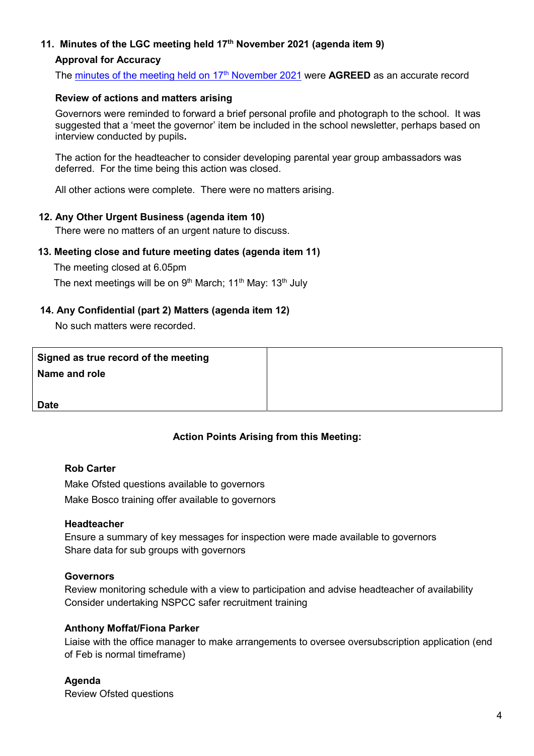### 11. Minutes of the LGC meeting held 17th November 2021 (agenda item 9)

**Approval for Accuracy**

The minutes of the meeting held on 17th November 2021 were **AGREED** as an accurate record

**Review of actions and matters arising**

Governors were reminded to forward a brief personal profile and photograph to the school. It was suggested that a 'meet the governor' item be included in the school newsletter, perhaps based on interview conducted by pupils**.**

The action for the headteacher to consider developing parental year group ambassadors was deferred. For the time being this action was closed.

All other actions were complete. There were no matters arising.

### 12. Any Other Urgent Business (agenda item 10)

There were no matters of an urgent nature to discuss.

### 13. Meeting close and future meeting dates (agenda item 11)

The meeting closed at 6.05pm

The next meetings will be on 9th March; 11th May: 13th July

### 14. Any Confidential (part 2) Matters (agenda item 12)

No such matters were recorded.

| | |
|---|---|
| **Signed as true record of the meeting** <br> **Name and role** <br><br> **Date** | |

**Action Points Arising from this Meeting:**

**Rob Carter**

Make Ofsted questions available to governors

Make Bosco training offer available to governors

**Headteacher**

Ensure a summary of key messages for inspection were made available to governors

Share data for sub groups with governors

**Governors**

Review monitoring schedule with a view to participation and advise headteacher of availability

Consider undertaking NSPCC safer recruitment training

**Anthony Moffat/Fiona Parker**

Liaise with the office manager to make arrangements to oversee oversubscription application (end of Feb is normal timeframe)

**Agenda**

Review Ofsted questions